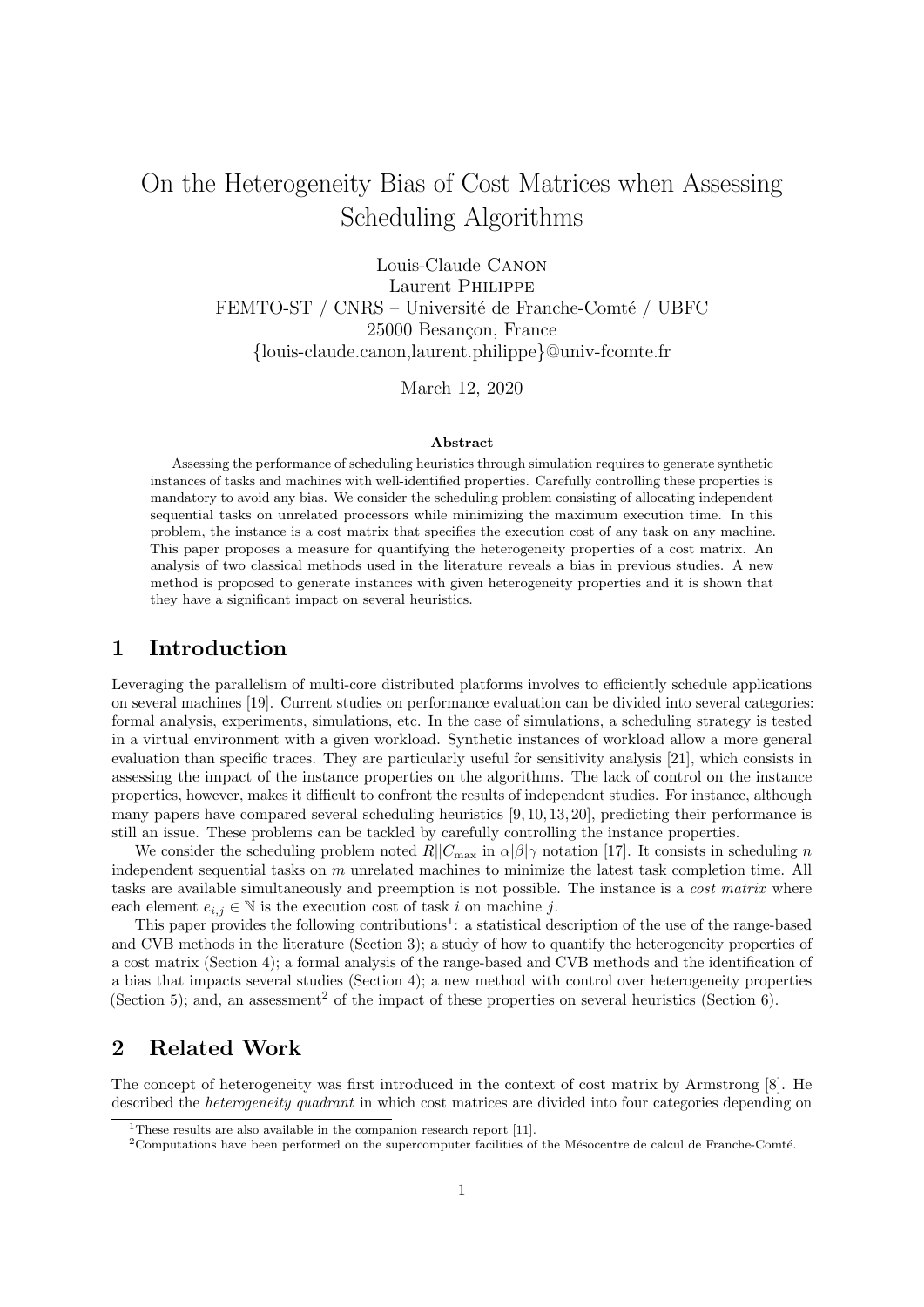# On the Heterogeneity Bias of Cost Matrices when Assessing Scheduling Algorithms

Louis-Claude Canon
Laurent Philippe
FEMTO-ST / CNRS – Université de Franche-Comté / UBFC
25000 Besançon, France
{louis-claude.canon,laurent.philippe}@univ-fcomte.fr

March 12, 2020

### Abstract

Assessing the performance of scheduling heuristics through simulation requires to generate synthetic instances of tasks and machines with well-identified properties. Carefully controlling these properties is mandatory to avoid any bias. We consider the scheduling problem consisting of allocating independent sequential tasks on unrelated processors while minimizing the maximum execution time. In this problem, the instance is a cost matrix that specifies the execution cost of any task on any machine. This paper proposes a measure for quantifying the heterogeneity properties of a cost matrix. An analysis of two classical methods used in the literature reveals a bias in previous studies. A new method is proposed to generate instances with given heterogeneity properties and it is shown that they have a significant impact on several heuristics.

## 1 Introduction

Leveraging the parallelism of multi-core distributed platforms involves to efficiently schedule applications on several machines [19]. Current studies on performance evaluation can be divided into several categories: formal analysis, experiments, simulations, etc. In the case of simulations, a scheduling strategy is tested in a virtual environment with a given workload. Synthetic instances of workload allow a more general evaluation than specific traces. They are particularly useful for sensitivity analysis [21], which consists in assessing the impact of the instance properties on the algorithms. The lack of control on the instance properties, however, makes it difficult to confront the results of independent studies. For instance, although many papers have compared several scheduling heuristics [9, 10, 13, 20], predicting their performance is still an issue. These problems can be tackled by carefully controlling the instance properties.

We consider the scheduling problem noted $R||C_{\max}$ in $\alpha|\beta|\gamma$ notation [17]. It consists in scheduling $n$ independent sequential tasks on $m$ unrelated machines to minimize the latest task completion time. All tasks are available simultaneously and preemption is not possible. The instance is a *cost matrix* where each element $e_{i,j} \in \mathbb{N}$ is the execution cost of task $i$ on machine $j$.

This paper provides the following contributions[1]: a statistical description of the use of the range-based and CVB methods in the literature (Section 3); a study of how to quantify the heterogeneity properties of a cost matrix (Section 4); a formal analysis of the range-based and CVB methods and the identification of a bias that impacts several studies (Section 4); a new method with control over heterogeneity properties (Section 5); and, an assessment[2] of the impact of these properties on several heuristics (Section 6).

## 2 Related Work

The concept of heterogeneity was first introduced in the context of cost matrix by Armstrong [8]. He described the *heterogeneity quadrant* in which cost matrices are divided into four categories depending on

[1] These results are also available in the companion research report [11].

[2] Computations have been performed on the supercomputer facilities of the Mésocentre de calcul de Franche-Comté.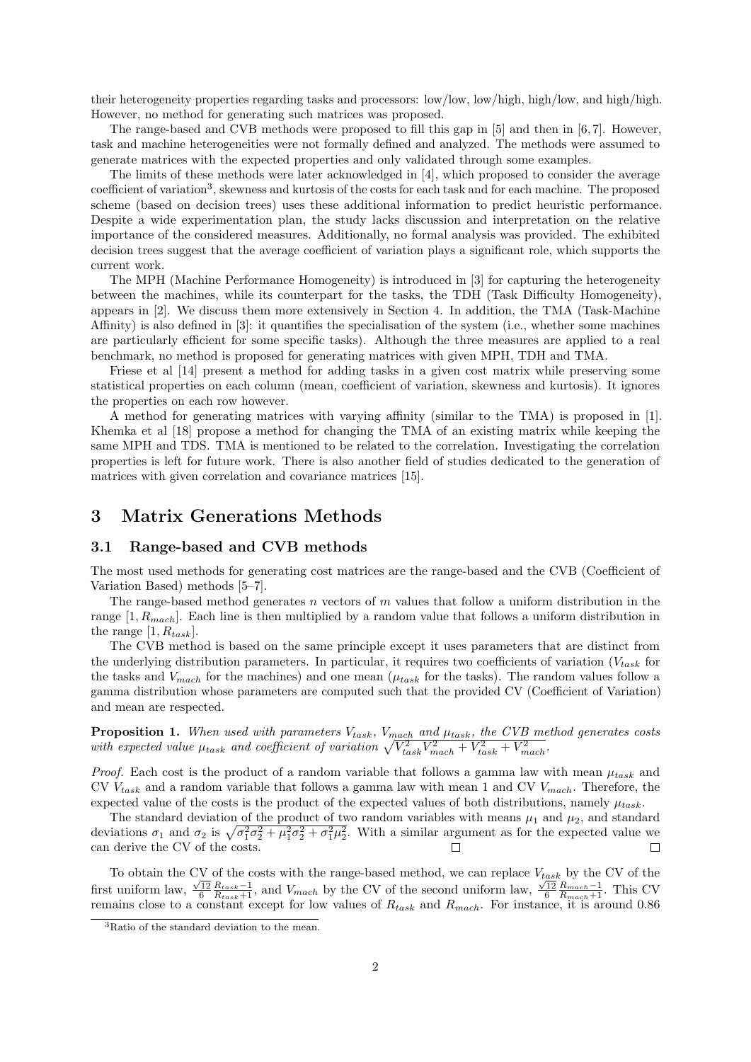their heterogeneity properties regarding tasks and processors: low/low, low/high, high/low, and high/high. However, no method for generating such matrices was proposed.

The range-based and CVB methods were proposed to fill this gap in [5] and then in [6, 7]. However, task and machine heterogeneities were not formally defined and analyzed. The methods were assumed to generate matrices with the expected properties and only validated through some examples.

The limits of these methods were later acknowledged in [4], which proposed to consider the average coefficient of variation[3], skewness and kurtosis of the costs for each task and for each machine. The proposed scheme (based on decision trees) uses these additional information to predict heuristic performance. Despite a wide experimentation plan, the study lacks discussion and interpretation on the relative importance of the considered measures. Additionally, no formal analysis was provided. The exhibited decision trees suggest that the average coefficient of variation plays a significant role, which supports the current work.

The MPH (Machine Performance Homogeneity) is introduced in [3] for capturing the heterogeneity between the machines, while its counterpart for the tasks, the TDH (Task Difficulty Homogeneity), appears in [2]. We discuss them more extensively in Section 4. In addition, the TMA (Task-Machine Affinity) is also defined in [3]: it quantifies the specialisation of the system (i.e., whether some machines are particularly efficient for some specific tasks). Although the three measures are applied to a real benchmark, no method is proposed for generating matrices with given MPH, TDH and TMA.

Friese et al [14] present a method for adding tasks in a given cost matrix while preserving some statistical properties on each column (mean, coefficient of variation, skewness and kurtosis). It ignores the properties on each row however.

A method for generating matrices with varying affinity (similar to the TMA) is proposed in [1]. Khemka et al [18] propose a method for changing the TMA of an existing matrix while keeping the same MPH and TDS. TMA is mentioned to be related to the correlation. Investigating the correlation properties is left for future work. There is also another field of studies dedicated to the generation of matrices with given correlation and covariance matrices [15].

# 3 Matrix Generations Methods

## 3.1 Range-based and CVB methods

The most used methods for generating cost matrices are the range-based and the CVB (Coefficient of Variation Based) methods [5–7].

The range-based method generates $n$ vectors of $m$ values that follow a uniform distribution in the range $[1, R_{mach}]$. Each line is then multiplied by a random value that follows a uniform distribution in the range $[1, R_{task}]$.

The CVB method is based on the same principle except it uses parameters that are distinct from the underlying distribution parameters. In particular, it requires two coefficients of variation ($V_{task}$ for the tasks and $V_{mach}$ for the machines) and one mean ($\mu_{task}$ for the tasks). The random values follow a gamma distribution whose parameters are computed such that the provided CV (Coefficient of Variation) and mean are respected.

**Proposition 1.** *When used with parameters $V_{task}$, $V_{mach}$ and $\mu_{task}$, the CVB method generates costs with expected value $\mu_{task}$ and coefficient of variation $\sqrt{V_{task}^2 V_{mach}^2 + V_{task}^2 + V_{mach}^2}$.*

*Proof.* Each cost is the product of a random variable that follows a gamma law with mean $\mu_{task}$ and CV $V_{task}$ and a random variable that follows a gamma law with mean 1 and CV $V_{mach}$. Therefore, the expected value of the costs is the product of the expected values of both distributions, namely $\mu_{task}$.

The standard deviation of the product of two random variables with means $\mu_1$ and $\mu_2$, and standard deviations $\sigma_1$ and $\sigma_2$ is $\sqrt{\sigma_1^2\sigma_2^2 + \mu_1^2\sigma_2^2 + \sigma_1^2\mu_2^2}$. With a similar argument as for the expected value we can derive the CV of the costs. □ □

To obtain the CV of the costs with the range-based method, we can replace $V_{task}$ by the CV of the first uniform law, $\frac{\sqrt{12}}{6}\frac{R_{task}-1}{R_{task}+1}$, and $V_{mach}$ by the CV of the second uniform law, $\frac{\sqrt{12}}{6}\frac{R_{mach}-1}{R_{mach}+1}$. This CV remains close to a constant except for low values of $R_{task}$ and $R_{mach}$. For instance, it is around 0.86

[3] Ratio of the standard deviation to the mean.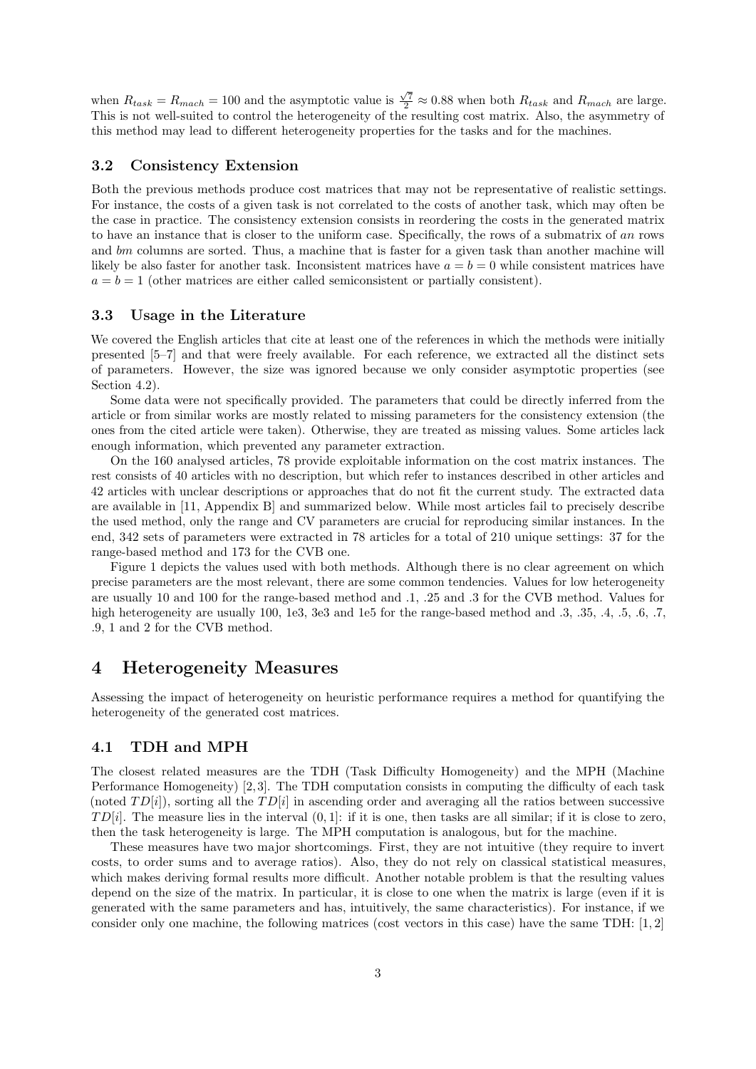when $R_{task} = R_{mach} = 100$ and the asymptotic value is $\frac{\sqrt{7}}{2} \approx 0.88$ when both $R_{task}$ and $R_{mach}$ are large. This is not well-suited to control the heterogeneity of the resulting cost matrix. Also, the asymmetry of this method may lead to different heterogeneity properties for the tasks and for the machines.

### 3.2 Consistency Extension

Both the previous methods produce cost matrices that may not be representative of realistic settings. For instance, the costs of a given task is not correlated to the costs of another task, which may often be the case in practice. The consistency extension consists in reordering the costs in the generated matrix to have an instance that is closer to the uniform case. Specifically, the rows of a submatrix of $an$ rows and $bm$ columns are sorted. Thus, a machine that is faster for a given task than another machine will likely be also faster for another task. Inconsistent matrices have $a = b = 0$ while consistent matrices have $a = b = 1$ (other matrices are either called semiconsistent or partially consistent).

### 3.3 Usage in the Literature

We covered the English articles that cite at least one of the references in which the methods were initially presented [5–7] and that were freely available. For each reference, we extracted all the distinct sets of parameters. However, the size was ignored because we only consider asymptotic properties (see Section 4.2).

Some data were not specifically provided. The parameters that could be directly inferred from the article or from similar works are mostly related to missing parameters for the consistency extension (the ones from the cited article were taken). Otherwise, they are treated as missing values. Some articles lack enough information, which prevented any parameter extraction.

On the 160 analysed articles, 78 provide exploitable information on the cost matrix instances. The rest consists of 40 articles with no description, but which refer to instances described in other articles and 42 articles with unclear descriptions or approaches that do not fit the current study. The extracted data are available in [11, Appendix B] and summarized below. While most articles fail to precisely describe the used method, only the range and CV parameters are crucial for reproducing similar instances. In the end, 342 sets of parameters were extracted in 78 articles for a total of 210 unique settings: 37 for the range-based method and 173 for the CVB one.

Figure 1 depicts the values used with both methods. Although there is no clear agreement on which precise parameters are the most relevant, there are some common tendencies. Values for low heterogeneity are usually 10 and 100 for the range-based method and .1, .25 and .3 for the CVB method. Values for high heterogeneity are usually 100, 1e3, 3e3 and 1e5 for the range-based method and .3, .35, .4, .5, .6, .7, .9, 1 and 2 for the CVB method.

## 4 Heterogeneity Measures

Assessing the impact of heterogeneity on heuristic performance requires a method for quantifying the heterogeneity of the generated cost matrices.

### 4.1 TDH and MPH

The closest related measures are the TDH (Task Difficulty Homogeneity) and the MPH (Machine Performance Homogeneity) [2,3]. The TDH computation consists in computing the difficulty of each task (noted $TD[i]$), sorting all the $TD[i]$ in ascending order and averaging all the ratios between successive $TD[i]$. The measure lies in the interval $(0, 1]$: if it is one, then tasks are all similar; if it is close to zero, then the task heterogeneity is large. The MPH computation is analogous, but for the machine.

These measures have two major shortcomings. First, they are not intuitive (they require to invert costs, to order sums and to average ratios). Also, they do not rely on classical statistical measures, which makes deriving formal results more difficult. Another notable problem is that the resulting values depend on the size of the matrix. In particular, it is close to one when the matrix is large (even if it is generated with the same parameters and has, intuitively, the same characteristics). For instance, if we consider only one machine, the following matrices (cost vectors in this case) have the same TDH: [1, 2]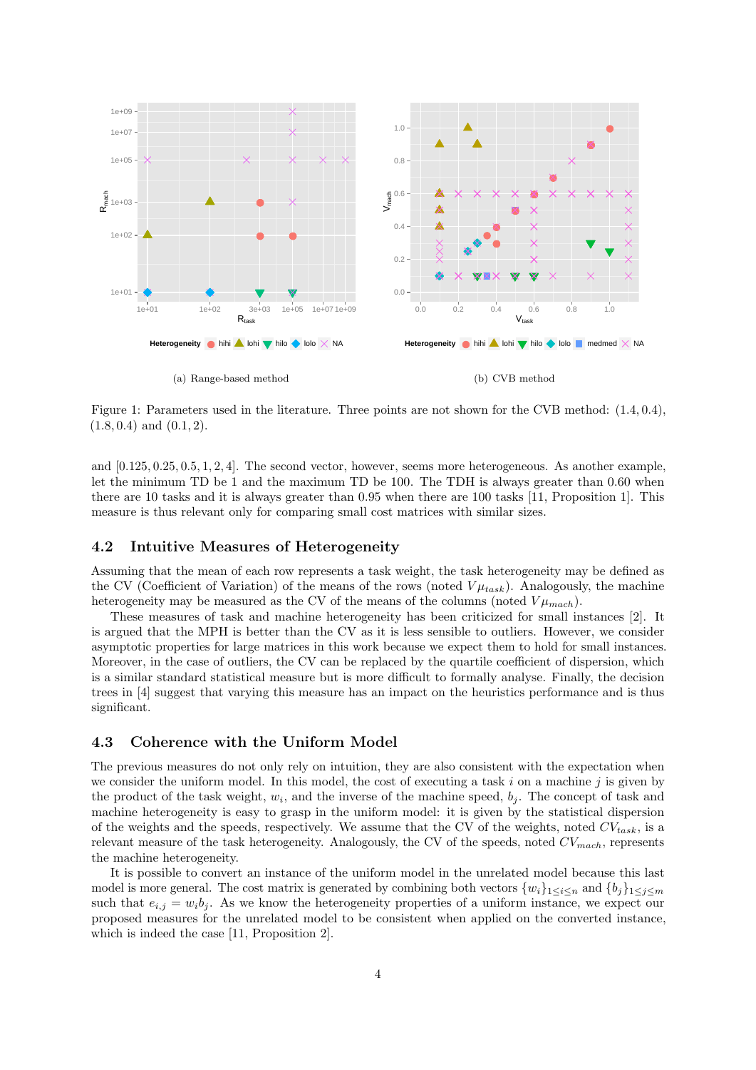1e+09
1e+07
1e+05
1e+03
1e+02
1e+01

$R_{mach}$

1e+01 1e+02 3e+03 1e+05 1e+07 1e+09

$R_{task}$

Heterogeneity hihi lohi hilo lolo NA

(a) Range-based method

1.0
0.8
0.6
0.4
0.2
0.0

$V_{mach}$

0.0 0.2 0.4 0.6 0.8 1.0

$V_{task}$

Heterogeneity hihi lohi hilo lolo medmed NA

(b) CVB method

Figure 1: Parameters used in the literature. Three points are not shown for the CVB method: $(1.4, 0.4)$, $(1.8, 0.4)$ and $(0.1, 2)$.

and $[0.125, 0.25, 0.5, 1, 2, 4]$. The second vector, however, seems more heterogeneous. As another example, let the minimum TD be 1 and the maximum TD be 100. The TDH is always greater than 0.60 when there are 10 tasks and it is always greater than 0.95 when there are 100 tasks [11, Proposition 1]. This measure is thus relevant only for comparing small cost matrices with similar sizes.

### 4.2 Intuitive Measures of Heterogeneity

Assuming that the mean of each row represents a task weight, the task heterogeneity may be defined as the CV (Coefficient of Variation) of the means of the rows (noted $V\mu_{task}$). Analogously, the machine heterogeneity may be measured as the CV of the means of the columns (noted $V\mu_{mach}$).

These measures of task and machine heterogeneity has been criticized for small instances [2]. It is argued that the MPH is better than the CV as it is less sensible to outliers. However, we consider asymptotic properties for large matrices in this work because we expect them to hold for small instances. Moreover, in the case of outliers, the CV can be replaced by the quartile coefficient of dispersion, which is a similar standard statistical measure but is more difficult to formally analyse. Finally, the decision trees in [4] suggest that varying this measure has an impact on the heuristics performance and is thus significant.

### 4.3 Coherence with the Uniform Model

The previous measures do not only rely on intuition, they are also consistent with the expectation when we consider the uniform model. In this model, the cost of executing a task $i$ on a machine $j$ is given by the product of the task weight, $w_i$, and the inverse of the machine speed, $b_j$. The concept of task and machine heterogeneity is easy to grasp in the uniform model: it is given by the statistical dispersion of the weights and the speeds, respectively. We assume that the CV of the weights, noted $CV_{task}$, is a relevant measure of the task heterogeneity. Analogously, the CV of the speeds, noted $CV_{mach}$, represents the machine heterogeneity.

It is possible to convert an instance of the uniform model in the unrelated model because this last model is more general. The cost matrix is generated by combining both vectors $\{w_i\}_{1\leq i\leq n}$ and $\{b_j\}_{1\leq j\leq m}$ such that $e_{i,j} = w_i b_j$. As we know the heterogeneity properties of a uniform instance, we expect our proposed measures for the unrelated model to be consistent when applied on the converted instance, which is indeed the case [11, Proposition 2].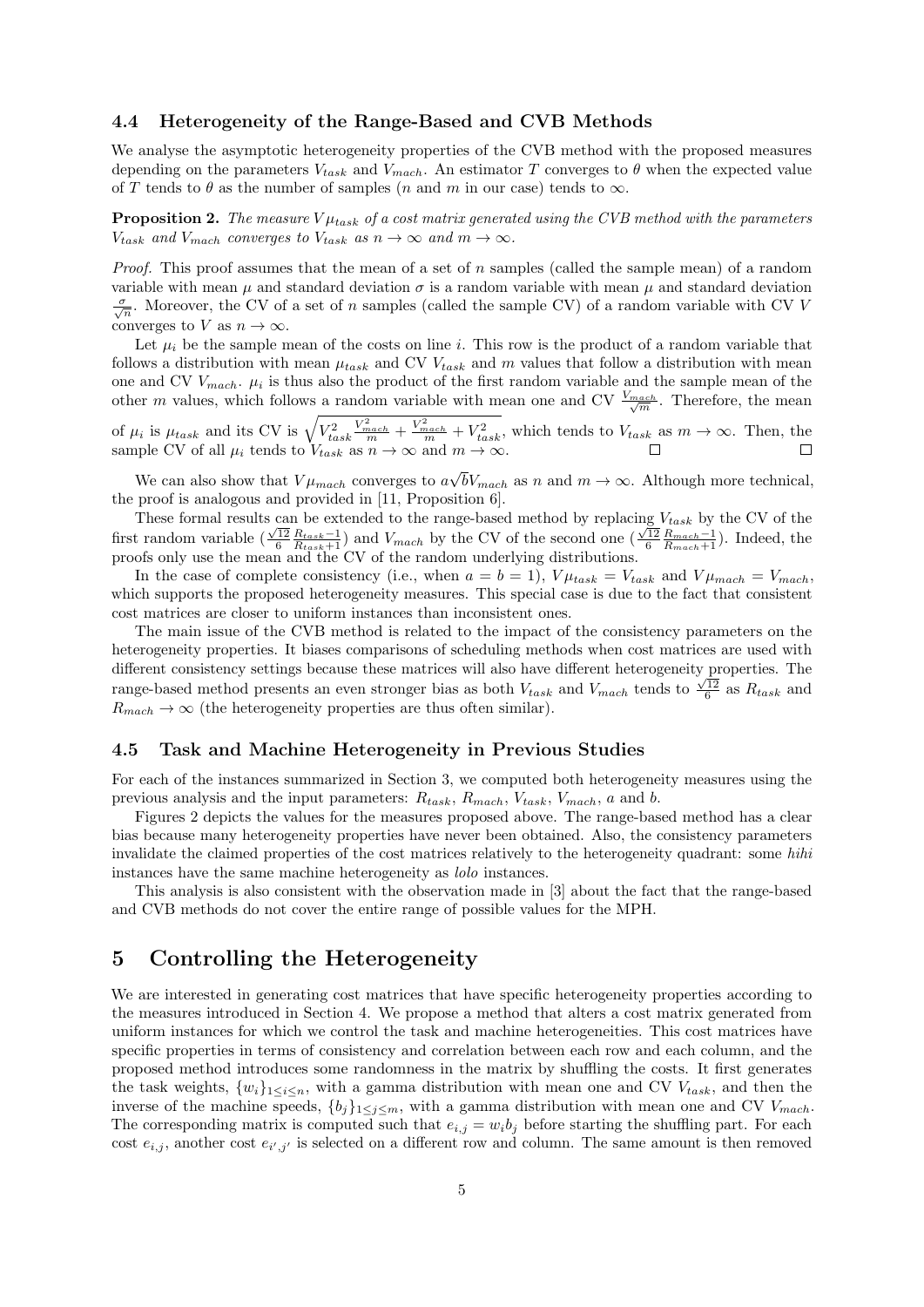### 4.4 Heterogeneity of the Range-Based and CVB Methods

We analyse the asymptotic heterogeneity properties of the CVB method with the proposed measures depending on the parameters $V_{task}$ and $V_{mach}$. An estimator $T$ converges to $\theta$ when the expected value of $T$ tends to $\theta$ as the number of samples ($n$ and $m$ in our case) tends to $\infty$.

**Proposition 2.** *The measure $V\mu_{task}$ of a cost matrix generated using the CVB method with the parameters $V_{task}$ and $V_{mach}$ converges to $V_{task}$ as $n \to \infty$ and $m \to \infty$.*

*Proof.* This proof assumes that the mean of a set of $n$ samples (called the sample mean) of a random variable with mean $\mu$ and standard deviation $\sigma$ is a random variable with mean $\mu$ and standard deviation $\frac{\sigma}{\sqrt{n}}$. Moreover, the CV of a set of $n$ samples (called the sample CV) of a random variable with CV $V$ converges to $V$ as $n \to \infty$.

Let $\mu_i$ be the sample mean of the costs on line $i$. This row is the product of a random variable that follows a distribution with mean $\mu_{task}$ and CV $V_{task}$ and $m$ values that follow a distribution with mean one and CV $V_{mach}$. $\mu_i$ is thus also the product of the first random variable and the sample mean of the other $m$ values, which follows a random variable with mean one and CV $\frac{V_{mach}}{\sqrt{m}}$. Therefore, the mean of $\mu_i$ is $\mu_{task}$ and its CV is $\sqrt{V_{task}^2 \frac{V_{mach}^2}{m} + \frac{V_{mach}^2}{m} + V_{task}^2}$, which tends to $V_{task}$ as $m \to \infty$. Then, the sample CV of all $\mu_i$ tends to $V_{task}$ as $n \to \infty$ and $m \to \infty$. □ □

We can also show that $V\mu_{mach}$ converges to $a\sqrt{b}V_{mach}$ as $n$ and $m \to \infty$. Although more technical, the proof is analogous and provided in [11, Proposition 6].

These formal results can be extended to the range-based method by replacing $V_{task}$ by the CV of the first random variable ($\frac{\sqrt{12}}{6}\frac{R_{task}-1}{R_{task}+1}$) and $V_{mach}$ by the CV of the second one ($\frac{\sqrt{12}}{6}\frac{R_{mach}-1}{R_{mach}+1}$). Indeed, the proofs only use the mean and the CV of the random underlying distributions.

In the case of complete consistency (i.e., when $a = b = 1$), $V\mu_{task} = V_{task}$ and $V\mu_{mach} = V_{mach}$, which supports the proposed heterogeneity measures. This special case is due to the fact that consistent cost matrices are closer to uniform instances than inconsistent ones.

The main issue of the CVB method is related to the impact of the consistency parameters on the heterogeneity properties. It biases comparisons of scheduling methods when cost matrices are used with different consistency settings because these matrices will also have different heterogeneity properties. The range-based method presents an even stronger bias as both $V_{task}$ and $V_{mach}$ tends to $\frac{\sqrt{12}}{6}$ as $R_{task}$ and $R_{mach} \to \infty$ (the heterogeneity properties are thus often similar).

### 4.5 Task and Machine Heterogeneity in Previous Studies

For each of the instances summarized in Section 3, we computed both heterogeneity measures using the previous analysis and the input parameters: $R_{task}$, $R_{mach}$, $V_{task}$, $V_{mach}$, $a$ and $b$.

Figures 2 depicts the values for the measures proposed above. The range-based method has a clear bias because many heterogeneity properties have never been obtained. Also, the consistency parameters invalidate the claimed properties of the cost matrices relatively to the heterogeneity quadrant: some *hihi* instances have the same machine heterogeneity as *lolo* instances.

This analysis is also consistent with the observation made in [3] about the fact that the range-based and CVB methods do not cover the entire range of possible values for the MPH.

## 5 Controlling the Heterogeneity

We are interested in generating cost matrices that have specific heterogeneity properties according to the measures introduced in Section 4. We propose a method that alters a cost matrix generated from uniform instances for which we control the task and machine heterogeneities. This cost matrices have specific properties in terms of consistency and correlation between each row and each column, and the proposed method introduces some randomness in the matrix by shuffling the costs. It first generates the task weights, $\{w_i\}_{1 \leq i \leq n}$, with a gamma distribution with mean one and CV $V_{task}$, and then the inverse of the machine speeds, $\{b_j\}_{1 \leq j \leq m}$, with a gamma distribution with mean one and CV $V_{mach}$. The corresponding matrix is computed such that $e_{i,j} = w_i b_j$ before starting the shuffling part. For each cost $e_{i,j}$, another cost $e_{i',j'}$ is selected on a different row and column. The same amount is then removed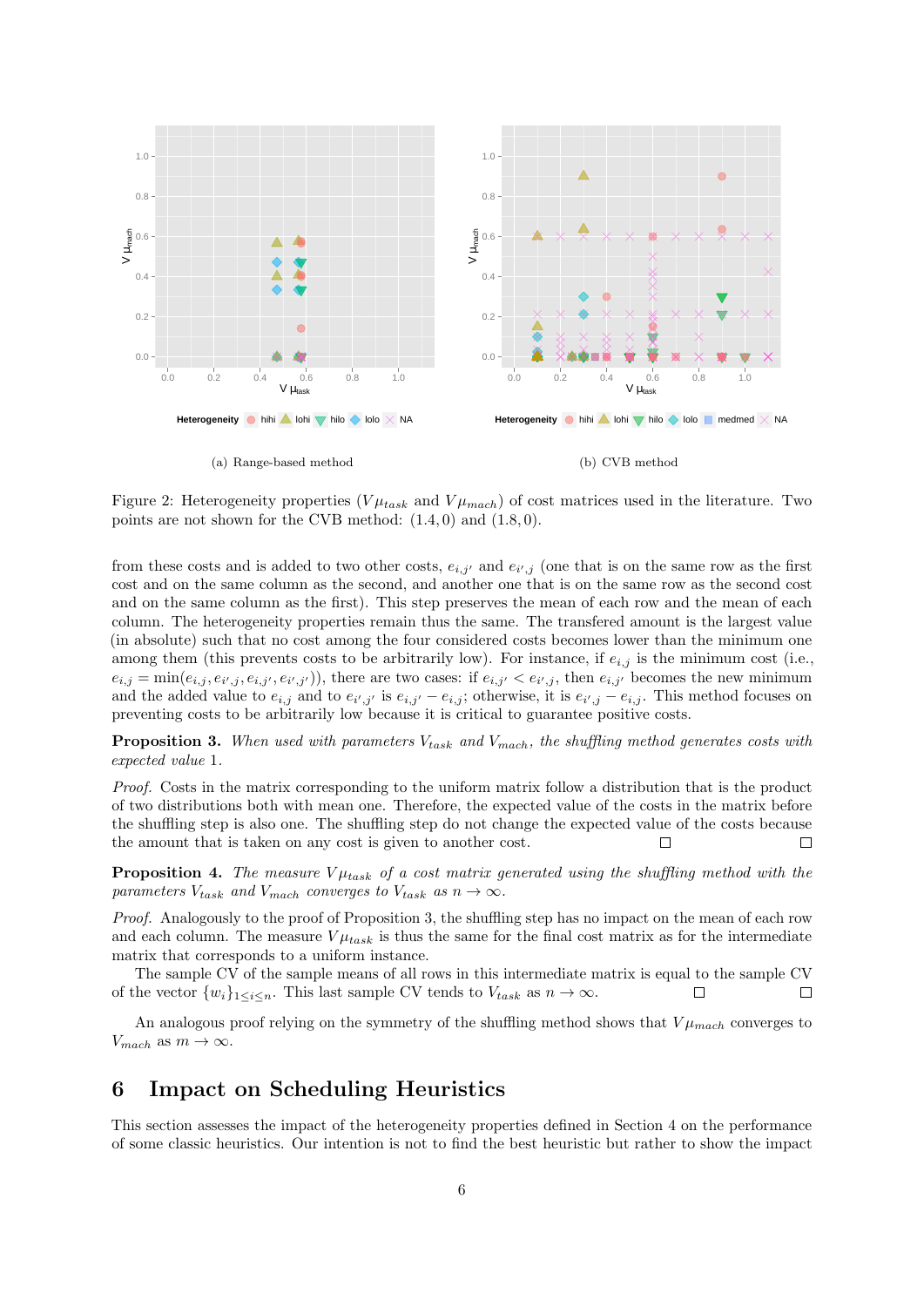$V\mu_{mach}$

1.0
0.8
0.6
0.4
0.2
0.0

0.0 0.2 0.4 0.6 0.8 1.0

$V\mu_{task}$

Heterogeneity hihi lohi hilo lolo NA

(a) Range-based method

$V\mu_{mach}$

1.0
0.8
0.6
0.4
0.2
0.0

0.0 0.2 0.4 0.6 0.8 1.0

$V\mu_{task}$

Heterogeneity hihi lohi hilo lolo medmed NA

(b) CVB method

Figure 2: Heterogeneity properties ($V\mu_{task}$ and $V\mu_{mach}$) of cost matrices used in the literature. Two points are not shown for the CVB method: (1.4, 0) and (1.8, 0).

from these costs and is added to two other costs, $e_{i,j'}$ and $e_{i',j}$ (one that is on the same row as the first cost and on the same column as the second, and another one that is on the same row as the second cost and on the same column as the first). This step preserves the mean of each row and the mean of each column. The heterogeneity properties remain thus the same. The transfered amount is the largest value (in absolute) such that no cost among the four considered costs becomes lower than the minimum one among them (this prevents costs to be arbitrarily low). For instance, if $e_{i,j}$ is the minimum cost (i.e., $e_{i,j} = \min(e_{i,j}, e_{i',j}, e_{i,j'}, e_{i',j'})$), there are two cases: if $e_{i,j'} < e_{i',j}$, then $e_{i,j'}$ becomes the new minimum and the added value to $e_{i,j}$ and to $e_{i',j'}$ is $e_{i,j'} - e_{i,j}$; otherwise, it is $e_{i',j} - e_{i,j}$. This method focuses on preventing costs to be arbitrarily low because it is critical to guarantee positive costs.

**Proposition 3.** *When used with parameters $V_{task}$ and $V_{mach}$, the shuffling method generates costs with expected value 1.*

*Proof.* Costs in the matrix corresponding to the uniform matrix follow a distribution that is the product of two distributions both with mean one. Therefore, the expected value of the costs in the matrix before the shuffling step is also one. The shuffling step do not change the expected value of the costs because the amount that is taken on any cost is given to another cost. □ □

**Proposition 4.** *The measure $V\mu_{task}$ of a cost matrix generated using the shuffling method with the parameters $V_{task}$ and $V_{mach}$ converges to $V_{task}$ as $n \to \infty$.*

*Proof.* Analogously to the proof of Proposition 3, the shuffling step has no impact on the mean of each row and each column. The measure $V\mu_{task}$ is thus the same for the final cost matrix as for the intermediate matrix that corresponds to a uniform instance.

The sample CV of the sample means of all rows in this intermediate matrix is equal to the sample CV of the vector $\{w_i\}_{1 \leq i \leq n}$. This last sample CV tends to $V_{task}$ as $n \to \infty$. □ □

An analogous proof relying on the symmetry of the shuffling method shows that $V\mu_{mach}$ converges to $V_{mach}$ as $m \to \infty$.

# 6 Impact on Scheduling Heuristics

This section assesses the impact of the heterogeneity properties defined in Section 4 on the performance of some classic heuristics. Our intention is not to find the best heuristic but rather to show the impact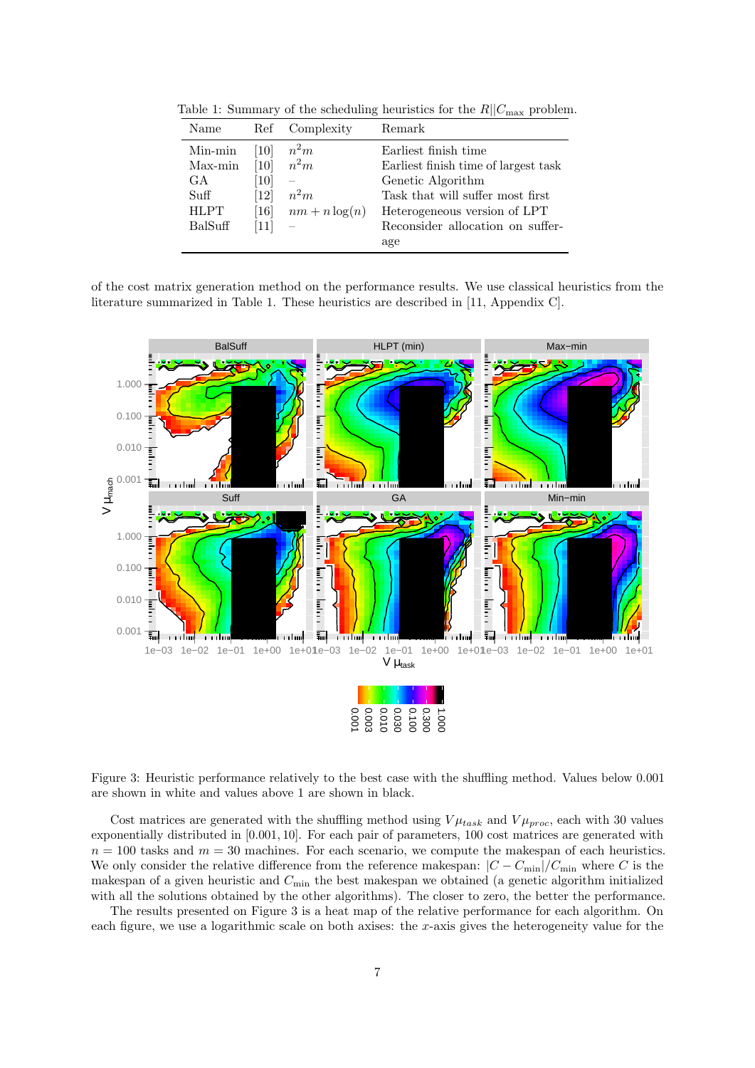Table 1: Summary of the scheduling heuristics for the $R||C_{\max}$ problem.

| Name | Ref | Complexity | Remark |
|---|---|---|---|
| Min-min | [10] | $n^2m$ | Earliest finish time |
| Max-min | [10] | $n^2m$ | Earliest finish time of largest task |
| GA | [10] | – | Genetic Algorithm |
| Suff | [12] | $n^2m$ | Task that will suffer most first |
| HLPT | [16] | $nm + n\log(n)$ | Heterogeneous version of LPT |
| BalSuff | [11] | – | Reconsider allocation on sufferage |

of the cost matrix generation method on the performance results. We use classical heuristics from the literature summarized in Table 1. These heuristics are described in [11, Appendix C].

BalSuff
HLPT (min)
Max−min
Suff
GA
Min−min

$V\,\mu_{mach}$
1.000
0.100
0.010
0.001

$V\,\mu_{task}$
1e−03 1e−02 1e−01 1e+00 1e+01

0.001 0.003 0.010 0.030 0.100 0.300 1.000

Figure 3: Heuristic performance relatively to the best case with the shuffling method. Values below 0.001 are shown in white and values above 1 are shown in black.

Cost matrices are generated with the shuffling method using $V\mu_{task}$ and $V\mu_{proc}$, each with 30 values exponentially distributed in $[0.001, 10]$. For each pair of parameters, 100 cost matrices are generated with $n = 100$ tasks and $m = 30$ machines. For each scenario, we compute the makespan of each heuristics. We only consider the relative difference from the reference makespan: $|C - C_{\min}|/C_{\min}$ where $C$ is the makespan of a given heuristic and $C_{\min}$ the best makespan we obtained (a genetic algorithm initialized with all the solutions obtained by the other algorithms). The closer to zero, the better the performance.

The results presented on Figure 3 is a heat map of the relative performance for each algorithm. On each figure, we use a logarithmic scale on both axises: the $x$-axis gives the heterogeneity value for the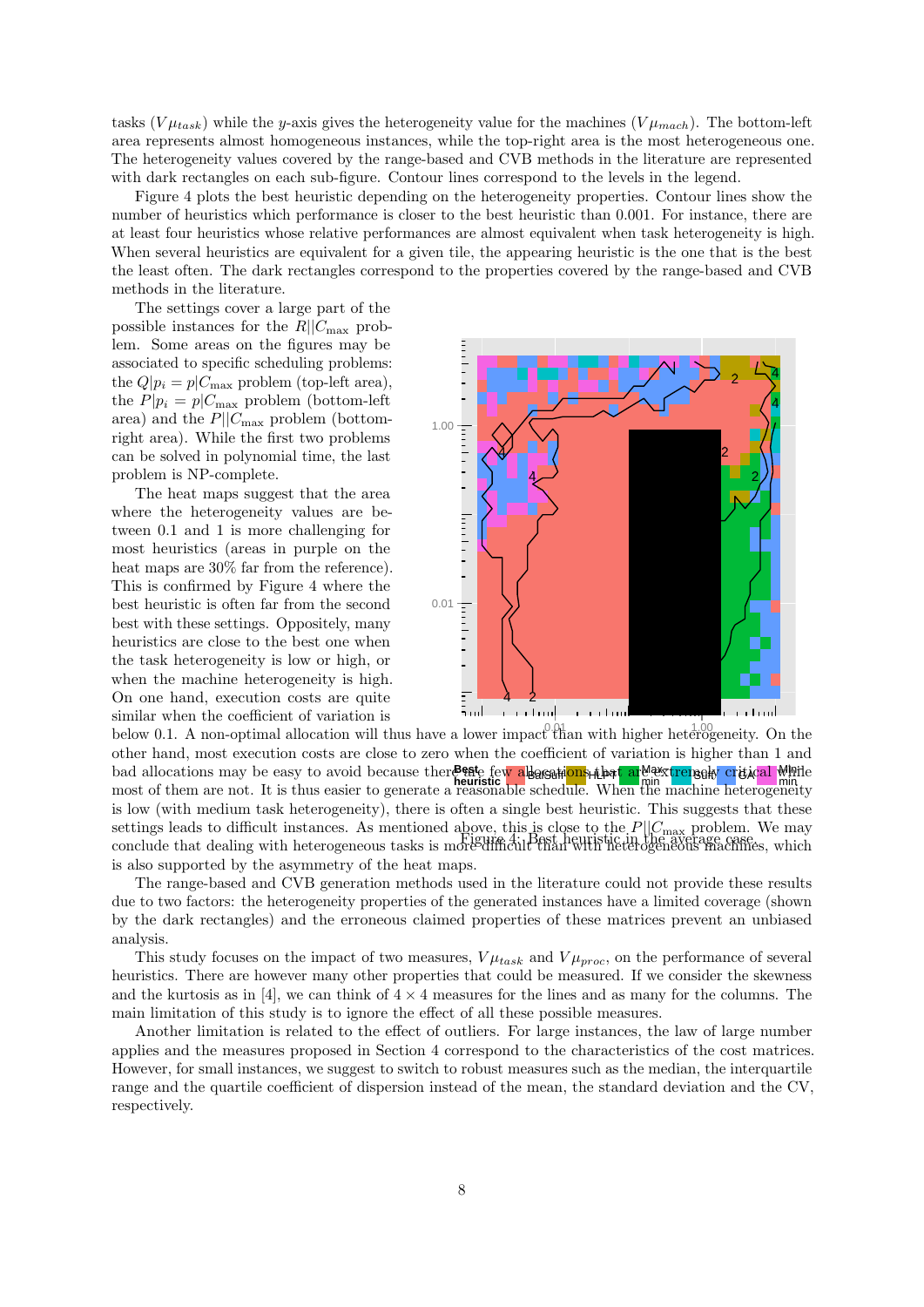tasks ($V\mu_{task}$) while the $y$-axis gives the heterogeneity value for the machines ($V\mu_{mach}$). The bottom-left area represents almost homogeneous instances, while the top-right area is the most heterogeneous one. The heterogeneity values covered by the range-based and CVB methods in the literature are represented with dark rectangles on each sub-figure. Contour lines correspond to the levels in the legend.

Figure 4 plots the best heuristic depending on the heterogeneity properties. Contour lines show the number of heuristics which performance is closer to the best heuristic than 0.001. For instance, there are at least four heuristics whose relative performances are almost equivalent when task heterogeneity is high. When several heuristics are equivalent for a given tile, the appearing heuristic is the one that is the best the least often. The dark rectangles correspond to the properties covered by the range-based and CVB methods in the literature.

The settings cover a large part of the possible instances for the $R||C_{\max}$ problem. Some areas on the figures may be associated to specific scheduling problems: the $Q|p_i = p|C_{\max}$ problem (top-left area), the $P|p_i = p|C_{\max}$ problem (bottom-left area) and the $P||C_{\max}$ problem (bottom-right area). While the first two problems can be solved in polynomial time, the last problem is NP-complete.

The heat maps suggest that the area where the heterogeneity values are between 0.1 and 1 is more challenging for most heuristics (areas in purple on the heat maps are 30% far from the reference). This is confirmed by Figure 4 where the best heuristic is often far from the second best with these settings. Oppositely, many heuristics are close to the best one when the task heterogeneity is low or high, or when the machine heterogeneity is high. On one hand, execution costs are quite similar when the coefficient of variation is below 0.1. A non-optimal allocation will thus have a lower impact than with higher heterogeneity. On the other hand, most execution costs are close to zero when the coefficient of variation is higher than 1 and bad allocations may be easy to avoid because there are few allocations that are extremely critical while most of them are not. It is thus easier to generate a reasonable schedule. When the machine heterogeneity is low (with medium task heterogeneity), there is often a single best heuristic. This suggests that these settings leads to difficult instances. As mentioned above, this is close to the $P||C_{\max}$ problem. We may conclude that dealing with heterogeneous tasks is more difficult than with heterogeneous machines, which is also supported by the asymmetry of the heat maps.

1.00
0.01
4
2
4
4
2
4
2
4
2
0.01
1.00
Best heuristic
BalSuff
HLPT
Max min
Suff
GA
Min min

Figure 4: Best heuristic in the average case.

The range-based and CVB generation methods used in the literature could not provide these results due to two factors: the heterogeneity properties of the generated instances have a limited coverage (shown by the dark rectangles) and the erroneous claimed properties of these matrices prevent an unbiased analysis.

This study focuses on the impact of two measures, $V\mu_{task}$ and $V\mu_{proc}$, on the performance of several heuristics. There are however many other properties that could be measured. If we consider the skewness and the kurtosis as in [4], we can think of $4 \times 4$ measures for the lines and as many for the columns. The main limitation of this study is to ignore the effect of all these possible measures.

Another limitation is related to the effect of outliers. For large instances, the law of large number applies and the measures proposed in Section 4 correspond to the characteristics of the cost matrices. However, for small instances, we suggest to switch to robust measures such as the median, the interquartile range and the quartile coefficient of dispersion instead of the mean, the standard deviation and the CV, respectively.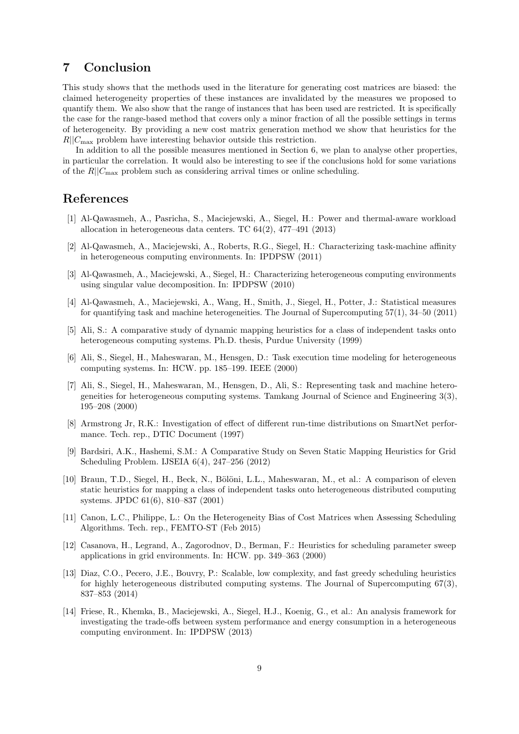## 7 Conclusion

This study shows that the methods used in the literature for generating cost matrices are biased: the claimed heterogeneity properties of these instances are invalidated by the measures we proposed to quantify them. We also show that the range of instances that has been used are restricted. It is specifically the case for the range-based method that covers only a minor fraction of all the possible settings in terms of heterogeneity. By providing a new cost matrix generation method we show that heuristics for the $R||C_{\max}$ problem have interesting behavior outside this restriction.

In addition to all the possible measures mentioned in Section 6, we plan to analyse other properties, in particular the correlation. It would also be interesting to see if the conclusions hold for some variations of the $R||C_{\max}$ problem such as considering arrival times or online scheduling.

## References

[1] Al-Qawasmeh, A., Pasricha, S., Maciejewski, A., Siegel, H.: Power and thermal-aware workload allocation in heterogeneous data centers. TC 64(2), 477–491 (2013)

[2] Al-Qawasmeh, A., Maciejewski, A., Roberts, R.G., Siegel, H.: Characterizing task-machine affinity in heterogeneous computing environments. In: IPDPSW (2011)

[3] Al-Qawasmeh, A., Maciejewski, A., Siegel, H.: Characterizing heterogeneous computing environments using singular value decomposition. In: IPDPSW (2010)

[4] Al-Qawasmeh, A., Maciejewski, A., Wang, H., Smith, J., Siegel, H., Potter, J.: Statistical measures for quantifying task and machine heterogeneities. The Journal of Supercomputing 57(1), 34–50 (2011)

[5] Ali, S.: A comparative study of dynamic mapping heuristics for a class of independent tasks onto heterogeneous computing systems. Ph.D. thesis, Purdue University (1999)

[6] Ali, S., Siegel, H., Maheswaran, M., Hensgen, D.: Task execution time modeling for heterogeneous computing systems. In: HCW. pp. 185–199. IEEE (2000)

[7] Ali, S., Siegel, H., Maheswaran, M., Hensgen, D., Ali, S.: Representing task and machine heterogeneities for heterogeneous computing systems. Tamkang Journal of Science and Engineering 3(3), 195–208 (2000)

[8] Armstrong Jr, R.K.: Investigation of effect of different run-time distributions on SmartNet performance. Tech. rep., DTIC Document (1997)

[9] Bardsiri, A.K., Hashemi, S.M.: A Comparative Study on Seven Static Mapping Heuristics for Grid Scheduling Problem. IJSEIA 6(4), 247–256 (2012)

[10] Braun, T.D., Siegel, H., Beck, N., Bölöni, L.L., Maheswaran, M., et al.: A comparison of eleven static heuristics for mapping a class of independent tasks onto heterogeneous distributed computing systems. JPDC 61(6), 810–837 (2001)

[11] Canon, L.C., Philippe, L.: On the Heterogeneity Bias of Cost Matrices when Assessing Scheduling Algorithms. Tech. rep., FEMTO-ST (Feb 2015)

[12] Casanova, H., Legrand, A., Zagorodnov, D., Berman, F.: Heuristics for scheduling parameter sweep applications in grid environments. In: HCW. pp. 349–363 (2000)

[13] Diaz, C.O., Pecero, J.E., Bouvry, P.: Scalable, low complexity, and fast greedy scheduling heuristics for highly heterogeneous distributed computing systems. The Journal of Supercomputing 67(3), 837–853 (2014)

[14] Friese, R., Khemka, B., Maciejewski, A., Siegel, H.J., Koenig, G., et al.: An analysis framework for investigating the trade-offs between system performance and energy consumption in a heterogeneous computing environment. In: IPDPSW (2013)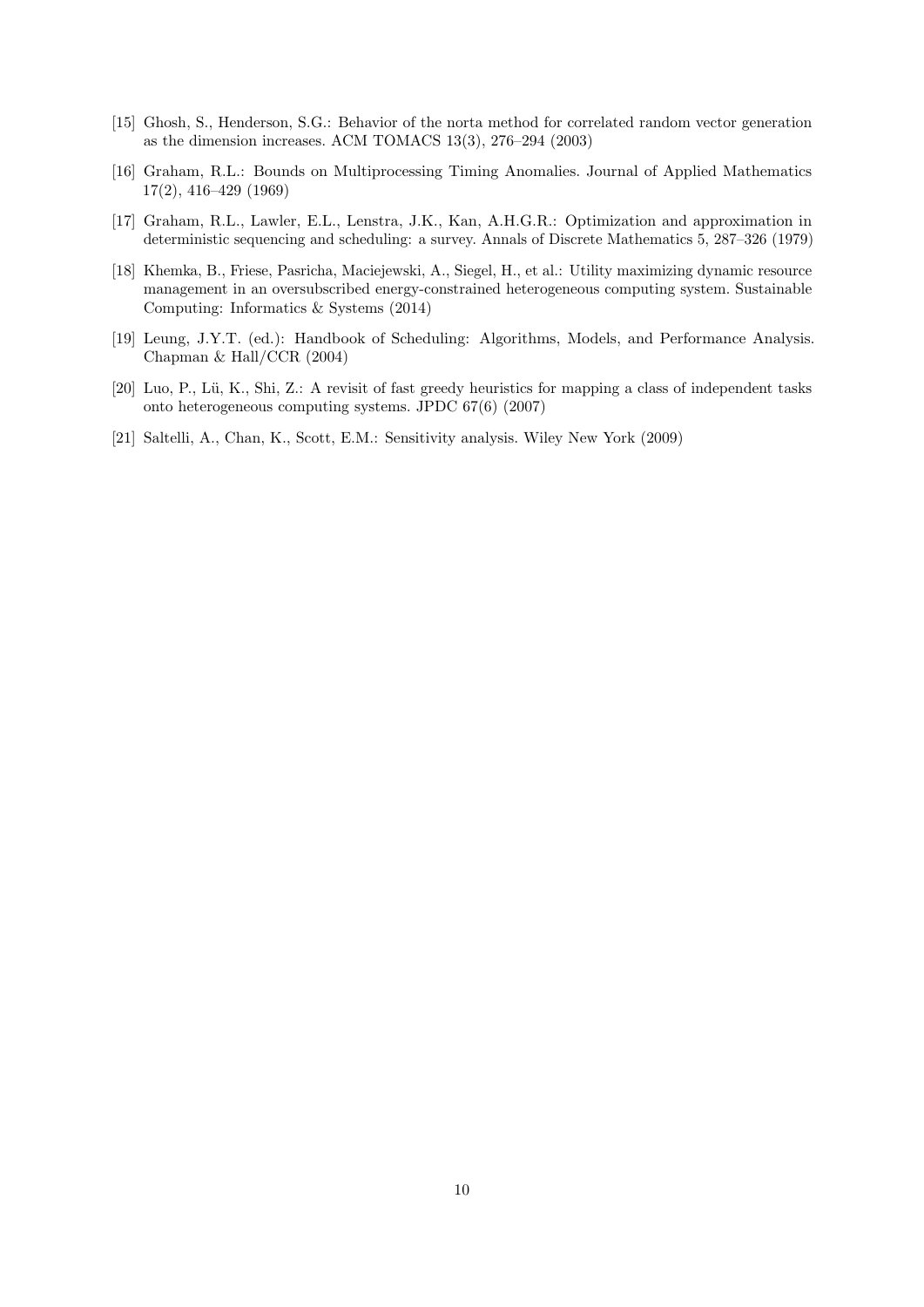[15] Ghosh, S., Henderson, S.G.: Behavior of the norta method for correlated random vector generation as the dimension increases. ACM TOMACS 13(3), 276–294 (2003)

[16] Graham, R.L.: Bounds on Multiprocessing Timing Anomalies. Journal of Applied Mathematics 17(2), 416–429 (1969)

[17] Graham, R.L., Lawler, E.L., Lenstra, J.K., Kan, A.H.G.R.: Optimization and approximation in deterministic sequencing and scheduling: a survey. Annals of Discrete Mathematics 5, 287–326 (1979)

[18] Khemka, B., Friese, Pasricha, Maciejewski, A., Siegel, H., et al.: Utility maximizing dynamic resource management in an oversubscribed energy-constrained heterogeneous computing system. Sustainable Computing: Informatics & Systems (2014)

[19] Leung, J.Y.T. (ed.): Handbook of Scheduling: Algorithms, Models, and Performance Analysis. Chapman & Hall/CCR (2004)

[20] Luo, P., Lü, K., Shi, Z.: A revisit of fast greedy heuristics for mapping a class of independent tasks onto heterogeneous computing systems. JPDC 67(6) (2007)

[21] Saltelli, A., Chan, K., Scott, E.M.: Sensitivity analysis. Wiley New York (2009)